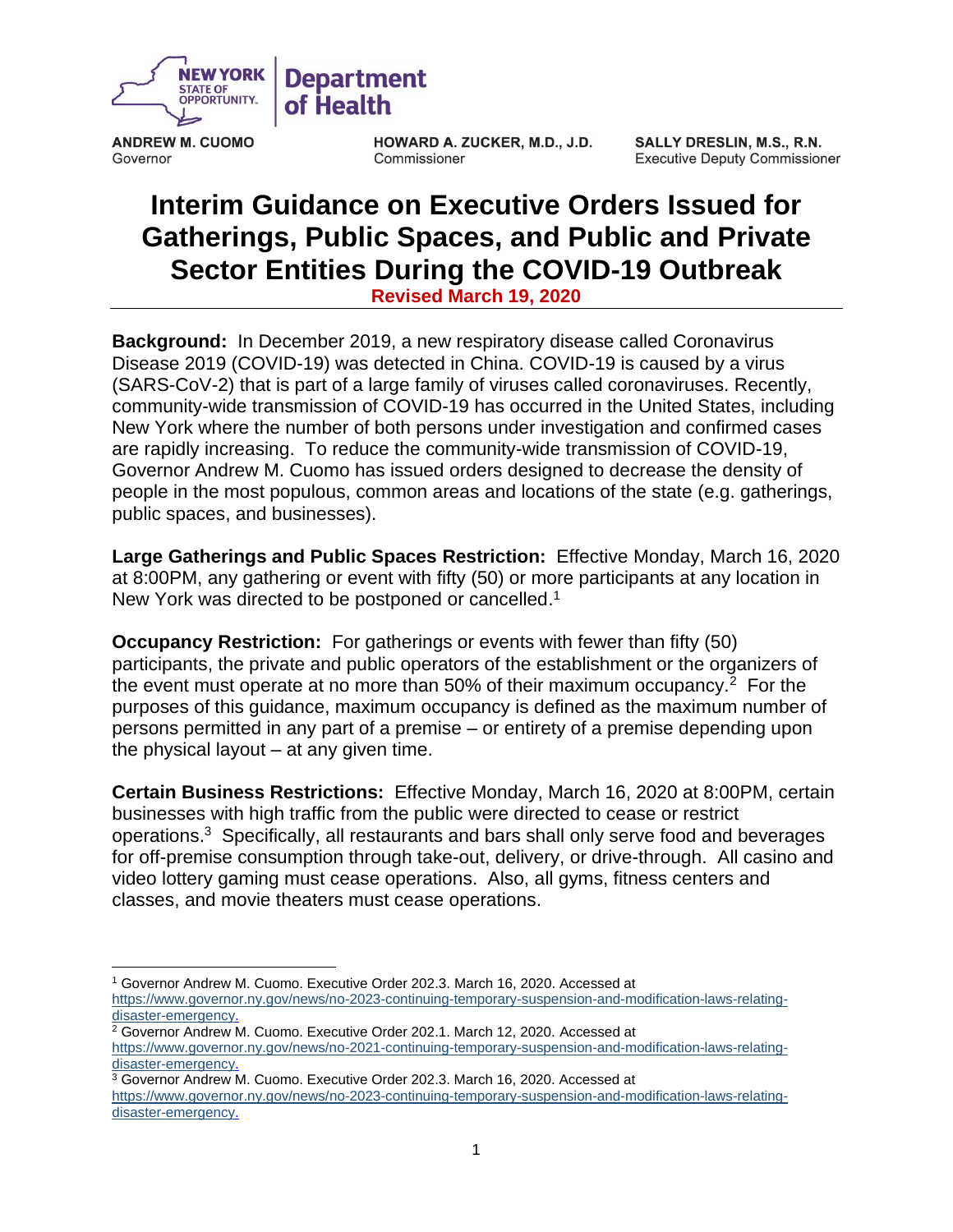NEW YORK STATE OF OPPORTUNITY. | Department of Health

**ANDREW M. CUOMO**
Governor

**HOWARD A. ZUCKER, M.D., J.D.**
Commissioner

**SALLY DRESLIN, M.S., R.N.**
Executive Deputy Commissioner

# Interim Guidance on Executive Orders Issued for Gatherings, Public Spaces, and Public and Private Sector Entities During the COVID-19 Outbreak

**Revised March 19, 2020**

**Background:** In December 2019, a new respiratory disease called Coronavirus Disease 2019 (COVID-19) was detected in China. COVID-19 is caused by a virus (SARS-CoV-2) that is part of a large family of viruses called coronaviruses. Recently, community-wide transmission of COVID-19 has occurred in the United States, including New York where the number of both persons under investigation and confirmed cases are rapidly increasing. To reduce the community-wide transmission of COVID-19, Governor Andrew M. Cuomo has issued orders designed to decrease the density of people in the most populous, common areas and locations of the state (e.g. gatherings, public spaces, and businesses).

**Large Gatherings and Public Spaces Restriction:** Effective Monday, March 16, 2020 at 8:00PM, any gathering or event with fifty (50) or more participants at any location in New York was directed to be postponed or cancelled.[1]

**Occupancy Restriction:** For gatherings or events with fewer than fifty (50) participants, the private and public operators of the establishment or the organizers of the event must operate at no more than 50% of their maximum occupancy.[2] For the purposes of this guidance, maximum occupancy is defined as the maximum number of persons permitted in any part of a premise – or entirety of a premise depending upon the physical layout – at any given time.

**Certain Business Restrictions:** Effective Monday, March 16, 2020 at 8:00PM, certain businesses with high traffic from the public were directed to cease or restrict operations.[3] Specifically, all restaurants and bars shall only serve food and beverages for off-premise consumption through take-out, delivery, or drive-through. All casino and video lottery gaming must cease operations. Also, all gyms, fitness centers and classes, and movie theaters must cease operations.

---

[1] Governor Andrew M. Cuomo. Executive Order 202.3. March 16, 2020. Accessed at https://www.governor.ny.gov/news/no-2023-continuing-temporary-suspension-and-modification-laws-relating-disaster-emergency.

[2] Governor Andrew M. Cuomo. Executive Order 202.1. March 12, 2020. Accessed at https://www.governor.ny.gov/news/no-2021-continuing-temporary-suspension-and-modification-laws-relating-disaster-emergency.

[3] Governor Andrew M. Cuomo. Executive Order 202.3. March 16, 2020. Accessed at https://www.governor.ny.gov/news/no-2023-continuing-temporary-suspension-and-modification-laws-relating-disaster-emergency.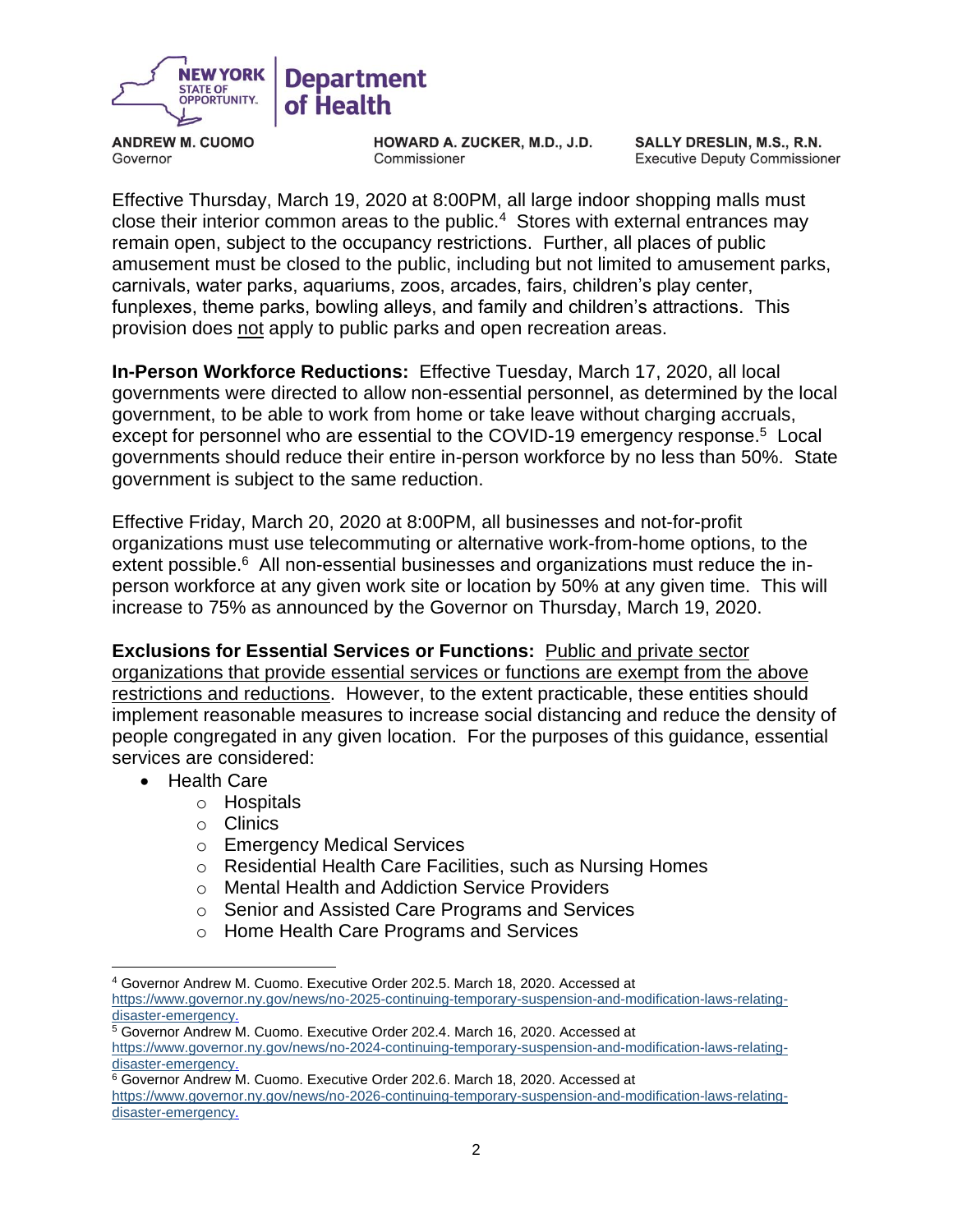Effective Thursday, March 19, 2020 at 8:00PM, all large indoor shopping malls must close their interior common areas to the public.[4] Stores with external entrances may remain open, subject to the occupancy restrictions. Further, all places of public amusement must be closed to the public, including but not limited to amusement parks, carnivals, water parks, aquariums, zoos, arcades, fairs, children's play center, funplexes, theme parks, bowling alleys, and family and children's attractions. This provision does <u>not</u> apply to public parks and open recreation areas.

**In-Person Workforce Reductions:** Effective Tuesday, March 17, 2020, all local governments were directed to allow non-essential personnel, as determined by the local government, to be able to work from home or take leave without charging accruals, except for personnel who are essential to the COVID-19 emergency response.[5] Local governments should reduce their entire in-person workforce by no less than 50%. State government is subject to the same reduction.

Effective Friday, March 20, 2020 at 8:00PM, all businesses and not-for-profit organizations must use telecommuting or alternative work-from-home options, to the extent possible.[6] All non-essential businesses and organizations must reduce the in-person workforce at any given work site or location by 50% at any given time. This will increase to 75% as announced by the Governor on Thursday, March 19, 2020.

**Exclusions for Essential Services or Functions:** <u>Public and private sector organizations that provide essential services or functions are exempt from the above restrictions and reductions</u>. However, to the extent practicable, these entities should implement reasonable measures to increase social distancing and reduce the density of people congregated in any given location. For the purposes of this guidance, essential services are considered:

- Health Care
  - Hospitals
  - Clinics
  - Emergency Medical Services
  - Residential Health Care Facilities, such as Nursing Homes
  - Mental Health and Addiction Service Providers
  - Senior and Assisted Care Programs and Services
  - Home Health Care Programs and Services

---

[4] Governor Andrew M. Cuomo. Executive Order 202.5. March 18, 2020. Accessed at https://www.governor.ny.gov/news/no-2025-continuing-temporary-suspension-and-modification-laws-relating-disaster-emergency.

[5] Governor Andrew M. Cuomo. Executive Order 202.4. March 16, 2020. Accessed at https://www.governor.ny.gov/news/no-2024-continuing-temporary-suspension-and-modification-laws-relating-disaster-emergency.

[6] Governor Andrew M. Cuomo. Executive Order 202.6. March 18, 2020. Accessed at https://www.governor.ny.gov/news/no-2026-continuing-temporary-suspension-and-modification-laws-relating-disaster-emergency.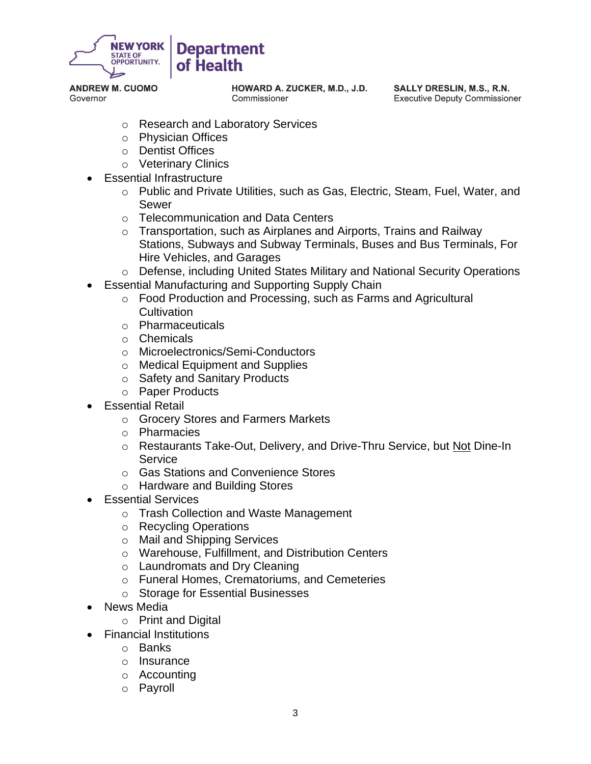- Research and Laboratory Services
    - Physician Offices
    - Dentist Offices
    - Veterinary Clinics
- Essential Infrastructure
    - Public and Private Utilities, such as Gas, Electric, Steam, Fuel, Water, and Sewer
    - Telecommunication and Data Centers
    - Transportation, such as Airplanes and Airports, Trains and Railway Stations, Subways and Subway Terminals, Buses and Bus Terminals, For Hire Vehicles, and Garages
    - Defense, including United States Military and National Security Operations
- Essential Manufacturing and Supporting Supply Chain
    - Food Production and Processing, such as Farms and Agricultural Cultivation
    - Pharmaceuticals
    - Chemicals
    - Microelectronics/Semi-Conductors
    - Medical Equipment and Supplies
    - Safety and Sanitary Products
    - Paper Products
- Essential Retail
    - Grocery Stores and Farmers Markets
    - Pharmacies
    - Restaurants Take-Out, Delivery, and Drive-Thru Service, but <u>Not</u> Dine-In Service
    - Gas Stations and Convenience Stores
    - Hardware and Building Stores
- Essential Services
    - Trash Collection and Waste Management
    - Recycling Operations
    - Mail and Shipping Services
    - Warehouse, Fulfillment, and Distribution Centers
    - Laundromats and Dry Cleaning
    - Funeral Homes, Crematoriums, and Cemeteries
    - Storage for Essential Businesses
- News Media
    - Print and Digital
- Financial Institutions
    - Banks
    - Insurance
    - Accounting
    - Payroll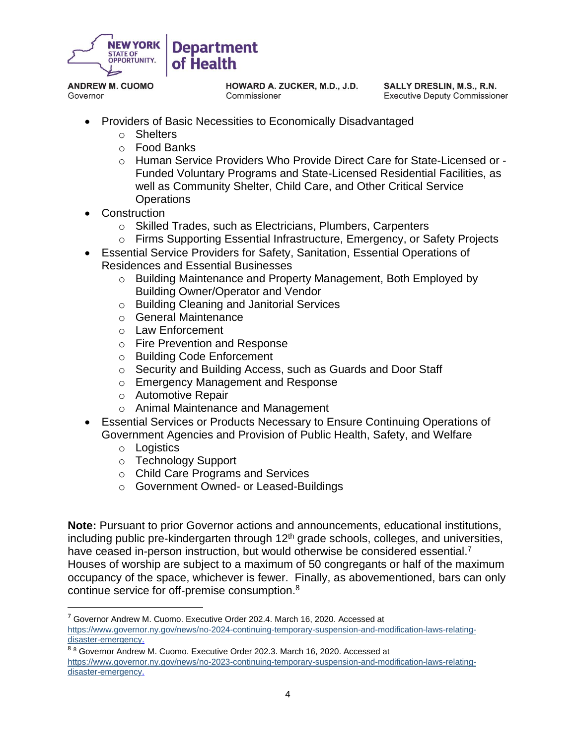- Providers of Basic Necessities to Economically Disadvantaged
  - Shelters
  - Food Banks
  - Human Service Providers Who Provide Direct Care for State-Licensed or -Funded Voluntary Programs and State-Licensed Residential Facilities, as well as Community Shelter, Child Care, and Other Critical Service Operations
- Construction
  - Skilled Trades, such as Electricians, Plumbers, Carpenters
  - Firms Supporting Essential Infrastructure, Emergency, or Safety Projects
- Essential Service Providers for Safety, Sanitation, Essential Operations of Residences and Essential Businesses
  - Building Maintenance and Property Management, Both Employed by Building Owner/Operator and Vendor
  - Building Cleaning and Janitorial Services
  - General Maintenance
  - Law Enforcement
  - Fire Prevention and Response
  - Building Code Enforcement
  - Security and Building Access, such as Guards and Door Staff
  - Emergency Management and Response
  - Automotive Repair
  - Animal Maintenance and Management
- Essential Services or Products Necessary to Ensure Continuing Operations of Government Agencies and Provision of Public Health, Safety, and Welfare
  - Logistics
  - Technology Support
  - Child Care Programs and Services
  - Government Owned- or Leased-Buildings

**Note:** Pursuant to prior Governor actions and announcements, educational institutions, including public pre-kindergarten through 12th grade schools, colleges, and universities, have ceased in-person instruction, but would otherwise be considered essential.[7] Houses of worship are subject to a maximum of 50 congregants or half of the maximum occupancy of the space, whichever is fewer. Finally, as abovementioned, bars can only continue service for off-premise consumption.[8]

---

[7] Governor Andrew M. Cuomo. Executive Order 202.4. March 16, 2020. Accessed at https://www.governor.ny.gov/news/no-2024-continuing-temporary-suspension-and-modification-laws-relating-disaster-emergency.

[8] 8 Governor Andrew M. Cuomo. Executive Order 202.3. March 16, 2020. Accessed at https://www.governor.ny.gov/news/no-2023-continuing-temporary-suspension-and-modification-laws-relating-disaster-emergency.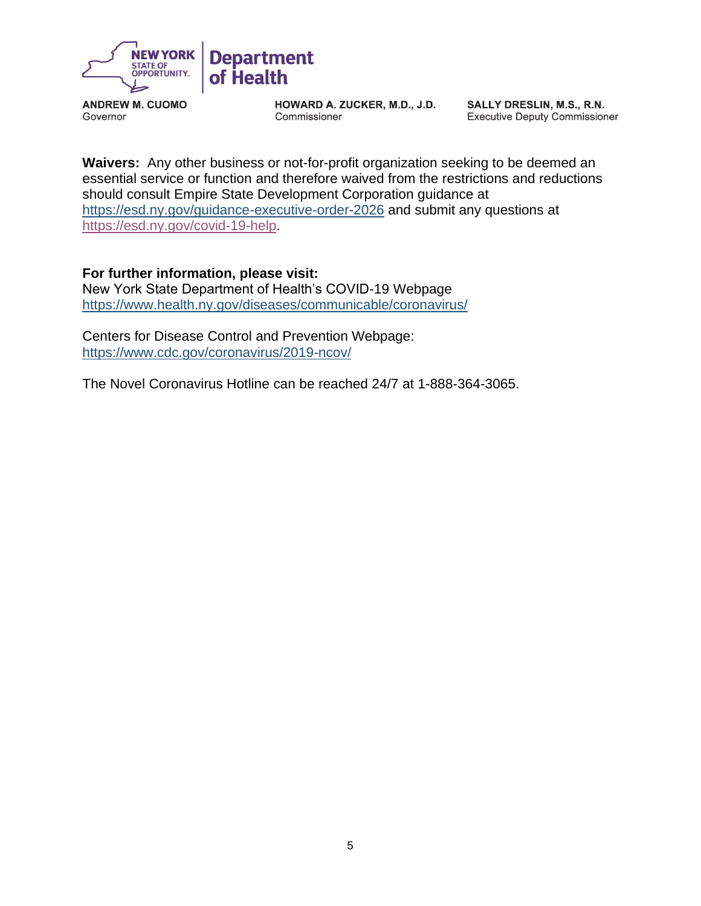**Waivers:** Any other business or not-for-profit organization seeking to be deemed an essential service or function and therefore waived from the restrictions and reductions should consult Empire State Development Corporation guidance at https://esd.ny.gov/guidance-executive-order-2026 and submit any questions at https://esd.ny.gov/covid-19-help.

**For further information, please visit:**
New York State Department of Health's COVID-19 Webpage
https://www.health.ny.gov/diseases/communicable/coronavirus/

Centers for Disease Control and Prevention Webpage:
https://www.cdc.gov/coronavirus/2019-ncov/

The Novel Coronavirus Hotline can be reached 24/7 at 1-888-364-3065.